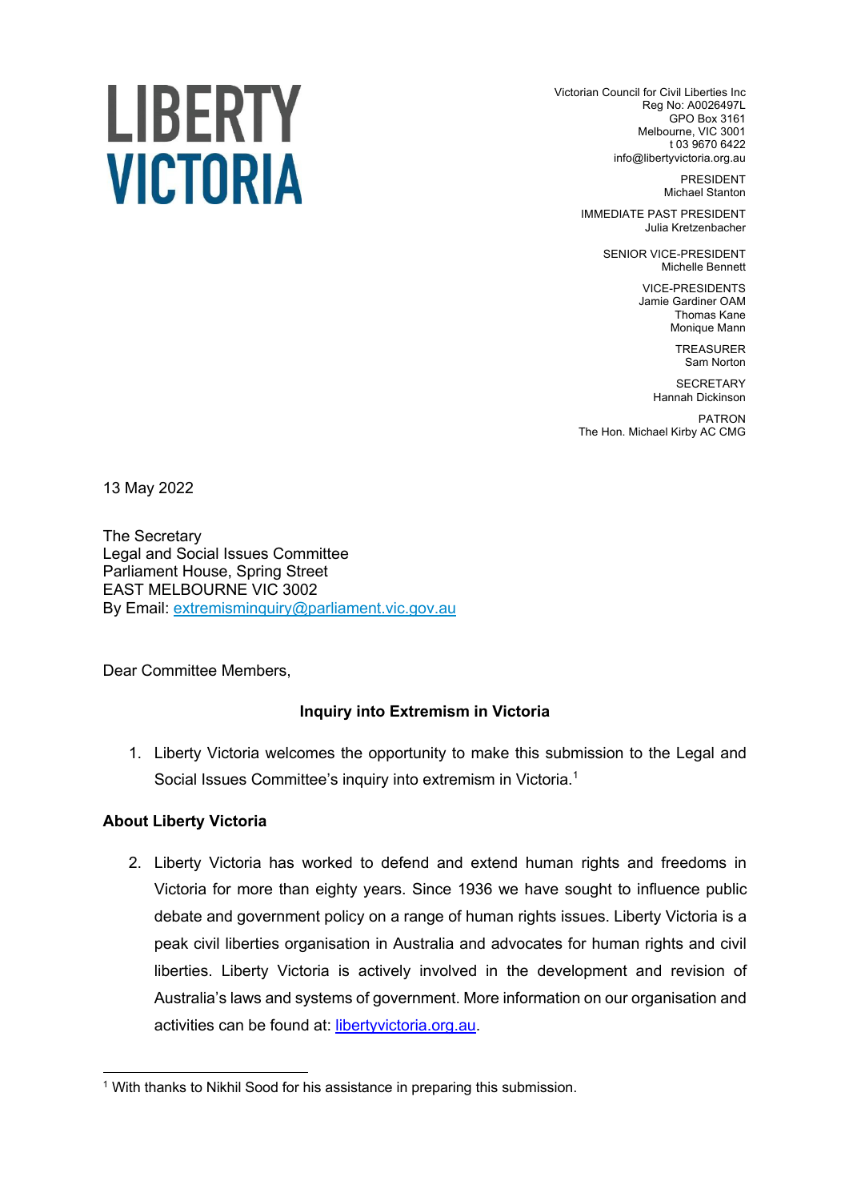# LIBERTY VICTORIA

Victorian Council for Civil Liberties Inc
Reg No: A0026497L
GPO Box 3161
Melbourne, VIC 3001
t 03 9670 6422
info@libertyvictoria.org.au

PRESIDENT
Michael Stanton

IMMEDIATE PAST PRESIDENT
Julia Kretzenbacher

SENIOR VICE-PRESIDENT
Michelle Bennett

VICE-PRESIDENTS
Jamie Gardiner OAM
Thomas Kane
Monique Mann

TREASURER
Sam Norton

SECRETARY
Hannah Dickinson

PATRON
The Hon. Michael Kirby AC CMG

13 May 2022

The Secretary
Legal and Social Issues Committee
Parliament House, Spring Street
EAST MELBOURNE VIC 3002
By Email: extremisminquiry@parliament.vic.gov.au

Dear Committee Members,

**Inquiry into Extremism in Victoria**

1. Liberty Victoria welcomes the opportunity to make this submission to the Legal and Social Issues Committee's inquiry into extremism in Victoria.[1]

**About Liberty Victoria**

2. Liberty Victoria has worked to defend and extend human rights and freedoms in Victoria for more than eighty years. Since 1936 we have sought to influence public debate and government policy on a range of human rights issues. Liberty Victoria is a peak civil liberties organisation in Australia and advocates for human rights and civil liberties. Liberty Victoria is actively involved in the development and revision of Australia's laws and systems of government. More information on our organisation and activities can be found at: libertyvictoria.org.au.

[1] With thanks to Nikhil Sood for his assistance in preparing this submission.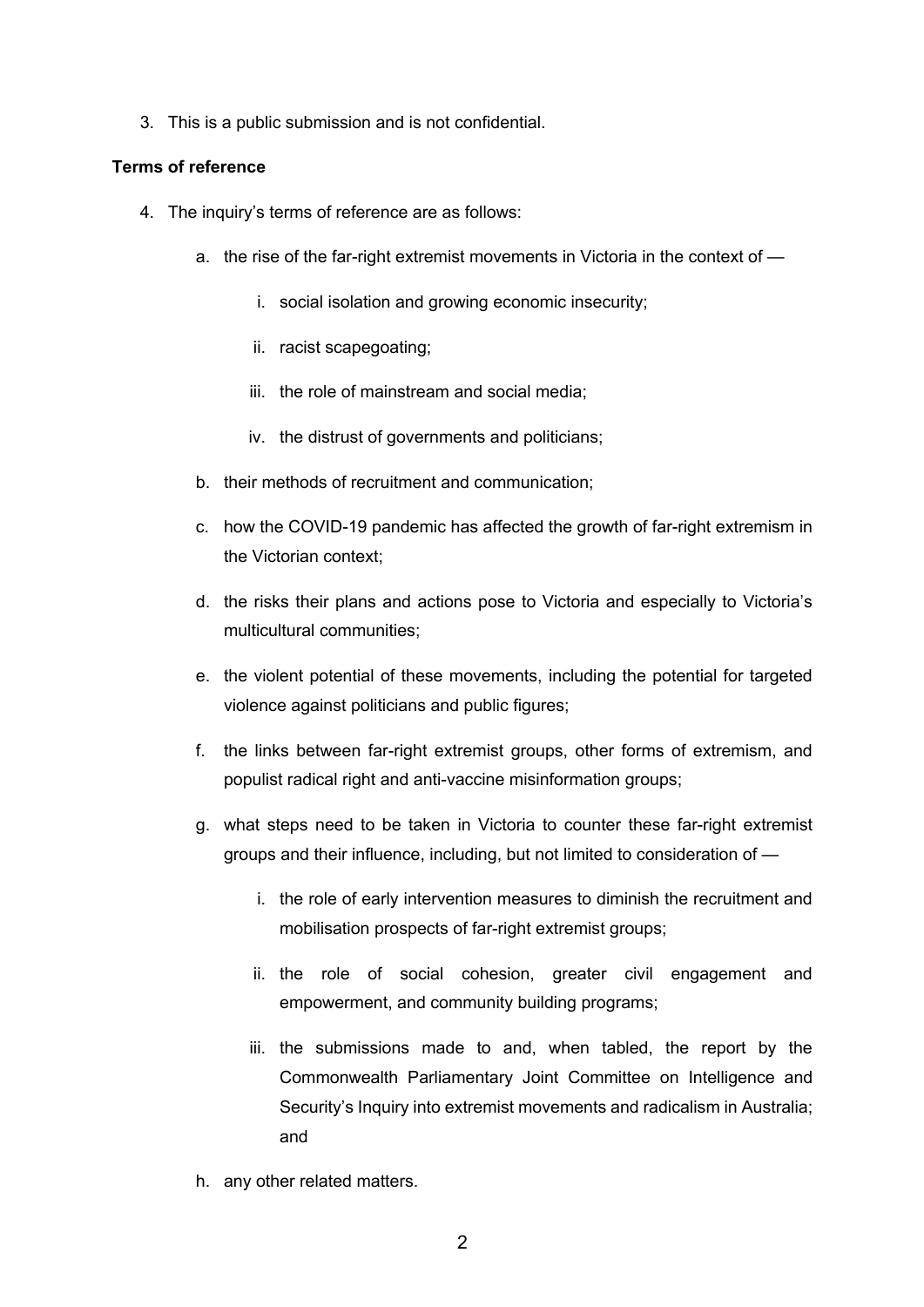3. This is a public submission and is not confidential.

**Terms of reference**

4. The inquiry's terms of reference are as follows:

   a. the rise of the far-right extremist movements in Victoria in the context of —

      i. social isolation and growing economic insecurity;

      ii. racist scapegoating;

      iii. the role of mainstream and social media;

      iv. the distrust of governments and politicians;

   b. their methods of recruitment and communication;

   c. how the COVID-19 pandemic has affected the growth of far-right extremism in the Victorian context;

   d. the risks their plans and actions pose to Victoria and especially to Victoria's multicultural communities;

   e. the violent potential of these movements, including the potential for targeted violence against politicians and public figures;

   f. the links between far-right extremist groups, other forms of extremism, and populist radical right and anti-vaccine misinformation groups;

   g. what steps need to be taken in Victoria to counter these far-right extremist groups and their influence, including, but not limited to consideration of —

      i. the role of early intervention measures to diminish the recruitment and mobilisation prospects of far-right extremist groups;

      ii. the role of social cohesion, greater civil engagement and empowerment, and community building programs;

      iii. the submissions made to and, when tabled, the report by the Commonwealth Parliamentary Joint Committee on Intelligence and Security's Inquiry into extremist movements and radicalism in Australia; and

   h. any other related matters.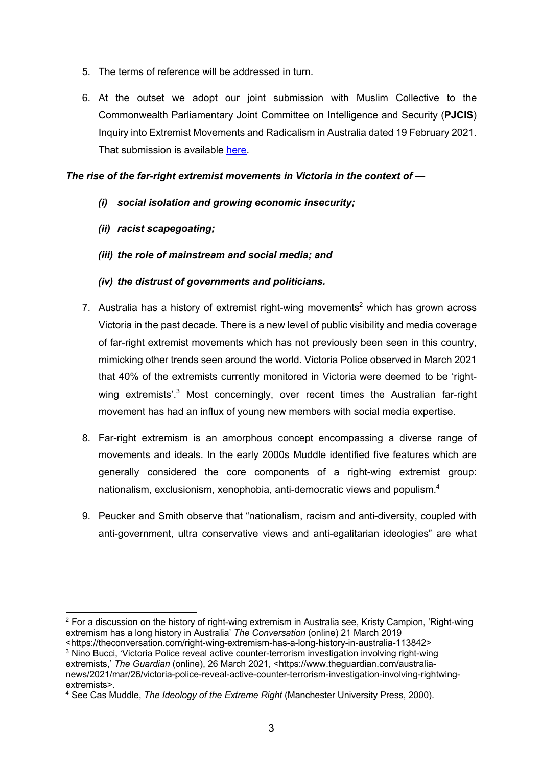5. The terms of reference will be addressed in turn.

6. At the outset we adopt our joint submission with Muslim Collective to the Commonwealth Parliamentary Joint Committee on Intelligence and Security (**PJCIS**) Inquiry into Extremist Movements and Radicalism in Australia dated 19 February 2021. That submission is available [here](here).

***The rise of the far-right extremist movements in Victoria in the context of —***

- ***(i) social isolation and growing economic insecurity;***
- ***(ii) racist scapegoating;***
- ***(iii) the role of mainstream and social media; and***
- ***(iv) the distrust of governments and politicians.***

7. Australia has a history of extremist right-wing movements[2] which has grown across Victoria in the past decade. There is a new level of public visibility and media coverage of far-right extremist movements which has not previously been seen in this country, mimicking other trends seen around the world. Victoria Police observed in March 2021 that 40% of the extremists currently monitored in Victoria were deemed to be 'right-wing extremists'.[3] Most concerningly, over recent times the Australian far-right movement has had an influx of young new members with social media expertise.

8. Far-right extremism is an amorphous concept encompassing a diverse range of movements and ideals. In the early 2000s Muddle identified five features which are generally considered the core components of a right-wing extremist group: nationalism, exclusionism, xenophobia, anti-democratic views and populism.[4]

9. Peucker and Smith observe that "nationalism, racism and anti-diversity, coupled with anti-government, ultra conservative views and anti-egalitarian ideologies" are what

---

[2] For a discussion on the history of right-wing extremism in Australia see, Kristy Campion, 'Right-wing extremism has a long history in Australia' *The Conversation* (online) 21 March 2019 <https://theconversation.com/right-wing-extremism-has-a-long-history-in-australia-113842>

[3] Nino Bucci, 'Victoria Police reveal active counter-terrorism investigation involving right-wing extremists,' *The Guardian* (online), 26 March 2021, <https://www.theguardian.com/australia-news/2021/mar/26/victoria-police-reveal-active-counter-terrorism-investigation-involving-rightwing-extremists>.

[4] See Cas Muddle, *The Ideology of the Extreme Right* (Manchester University Press, 2000).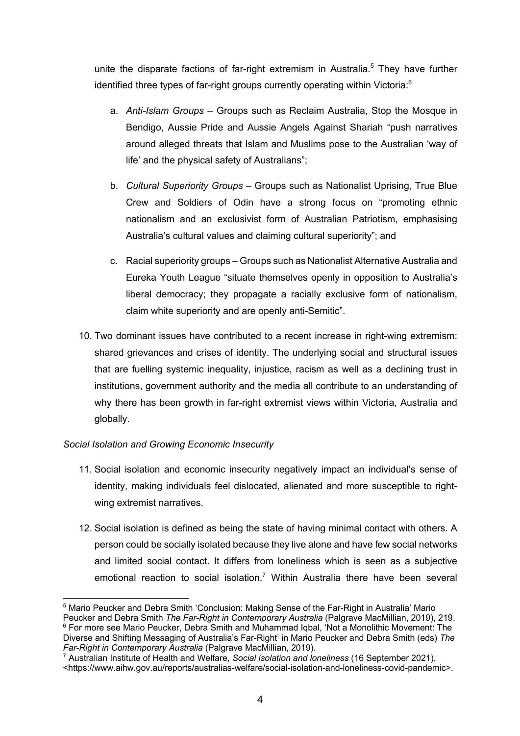unite the disparate factions of far-right extremism in Australia.[5] They have further identified three types of far-right groups currently operating within Victoria:[6]

a. *Anti-Islam Groups* – Groups such as Reclaim Australia, Stop the Mosque in Bendigo, Aussie Pride and Aussie Angels Against Shariah "push narratives around alleged threats that Islam and Muslims pose to the Australian 'way of life' and the physical safety of Australians";

b. *Cultural Superiority Groups* – Groups such as Nationalist Uprising, True Blue Crew and Soldiers of Odin have a strong focus on "promoting ethnic nationalism and an exclusivist form of Australian Patriotism, emphasising Australia's cultural values and claiming cultural superiority"; and

c. Racial superiority groups – Groups such as Nationalist Alternative Australia and Eureka Youth League "situate themselves openly in opposition to Australia's liberal democracy; they propagate a racially exclusive form of nationalism, claim white superiority and are openly anti-Semitic".

10. Two dominant issues have contributed to a recent increase in right-wing extremism: shared grievances and crises of identity. The underlying social and structural issues that are fuelling systemic inequality, injustice, racism as well as a declining trust in institutions, government authority and the media all contribute to an understanding of why there has been growth in far-right extremist views within Victoria, Australia and globally.

*Social Isolation and Growing Economic Insecurity*

11. Social isolation and economic insecurity negatively impact an individual's sense of identity, making individuals feel dislocated, alienated and more susceptible to right-wing extremist narratives.

12. Social isolation is defined as being the state of having minimal contact with others. A person could be socially isolated because they live alone and have few social networks and limited social contact. It differs from loneliness which is seen as a subjective emotional reaction to social isolation.[7] Within Australia there have been several

---

[5] Mario Peucker and Debra Smith 'Conclusion: Making Sense of the Far-Right in Australia' Mario Peucker and Debra Smith *The Far-Right in Contemporary Australia* (Palgrave MacMillian, 2019), 219.

[6] For more see Mario Peucker, Debra Smith and Muhammad Iqbal, 'Not a Monolithic Movement: The Diverse and Shifting Messaging of Australia's Far-Right' in Mario Peucker and Debra Smith (eds) *The Far-Right in Contemporary Australia* (Palgrave MacMillian, 2019).

[7] Australian Institute of Health and Welfare, *Social isolation and loneliness* (16 September 2021), <https://www.aihw.gov.au/reports/australias-welfare/social-isolation-and-loneliness-covid-pandemic>.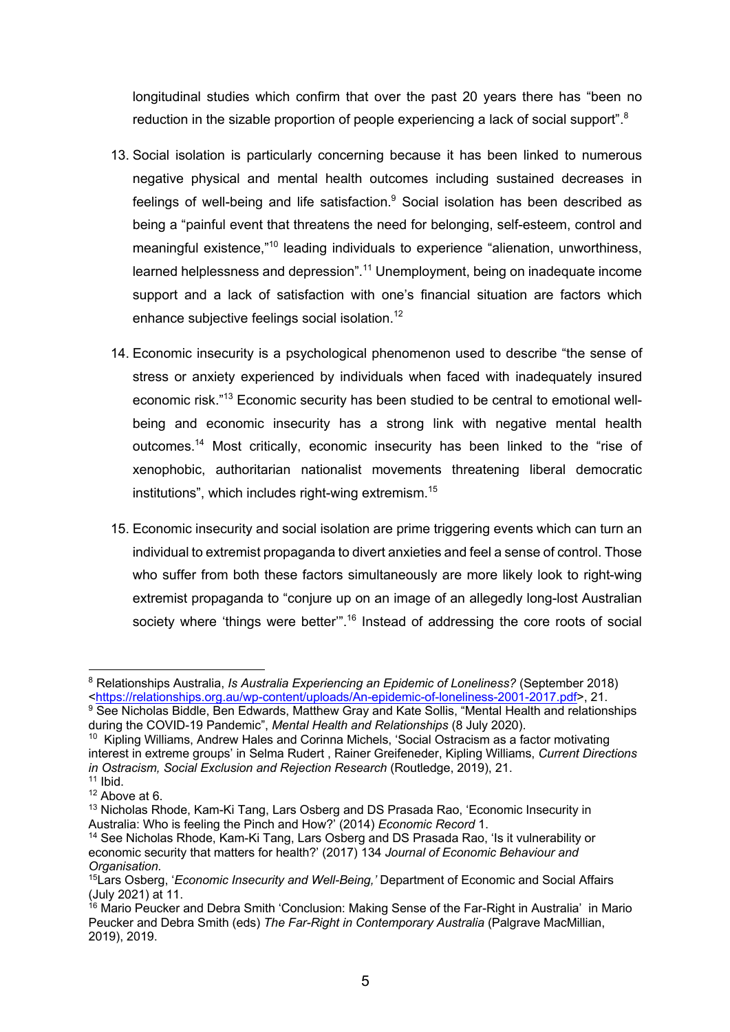longitudinal studies which confirm that over the past 20 years there has "been no reduction in the sizable proportion of people experiencing a lack of social support".[8]

13. Social isolation is particularly concerning because it has been linked to numerous negative physical and mental health outcomes including sustained decreases in feelings of well-being and life satisfaction.[9] Social isolation has been described as being a "painful event that threatens the need for belonging, self-esteem, control and meaningful existence,"[10] leading individuals to experience "alienation, unworthiness, learned helplessness and depression".[11] Unemployment, being on inadequate income support and a lack of satisfaction with one's financial situation are factors which enhance subjective feelings social isolation.[12]

14. Economic insecurity is a psychological phenomenon used to describe "the sense of stress or anxiety experienced by individuals when faced with inadequately insured economic risk."[13] Economic security has been studied to be central to emotional well-being and economic insecurity has a strong link with negative mental health outcomes.[14] Most critically, economic insecurity has been linked to the "rise of xenophobic, authoritarian nationalist movements threatening liberal democratic institutions", which includes right-wing extremism.[15]

15. Economic insecurity and social isolation are prime triggering events which can turn an individual to extremist propaganda to divert anxieties and feel a sense of control. Those who suffer from both these factors simultaneously are more likely look to right-wing extremist propaganda to "conjure up on an image of an allegedly long-lost Australian society where 'things were better'".[16] Instead of addressing the core roots of social

---

[8] Relationships Australia, *Is Australia Experiencing an Epidemic of Loneliness?* (September 2018) <https://relationships.org.au/wp-content/uploads/An-epidemic-of-loneliness-2001-2017.pdf>, 21.

[9] See Nicholas Biddle, Ben Edwards, Matthew Gray and Kate Sollis, "Mental Health and relationships during the COVID-19 Pandemic", *Mental Health and Relationships* (8 July 2020).

[10] Kipling Williams, Andrew Hales and Corinna Michels, 'Social Ostracism as a factor motivating interest in extreme groups' in Selma Rudert , Rainer Greifeneder, Kipling Williams, *Current Directions in Ostracism, Social Exclusion and Rejection Research* (Routledge, 2019), 21.

[11] Ibid.

[12] Above at 6.

[13] Nicholas Rhode, Kam-Ki Tang, Lars Osberg and DS Prasada Rao, 'Economic Insecurity in Australia: Who is feeling the Pinch and How?' (2014) *Economic Record* 1.

[14] See Nicholas Rhode, Kam-Ki Tang, Lars Osberg and DS Prasada Rao, 'Is it vulnerability or economic security that matters for health?' (2017) 134 *Journal of Economic Behaviour and Organisation.*

[15] Lars Osberg, '*Economic Insecurity and Well-Being,'* Department of Economic and Social Affairs (July 2021) at 11.

[16] Mario Peucker and Debra Smith 'Conclusion: Making Sense of the Far-Right in Australia' in Mario Peucker and Debra Smith (eds) *The Far-Right in Contemporary Australia* (Palgrave MacMillian, 2019), 2019.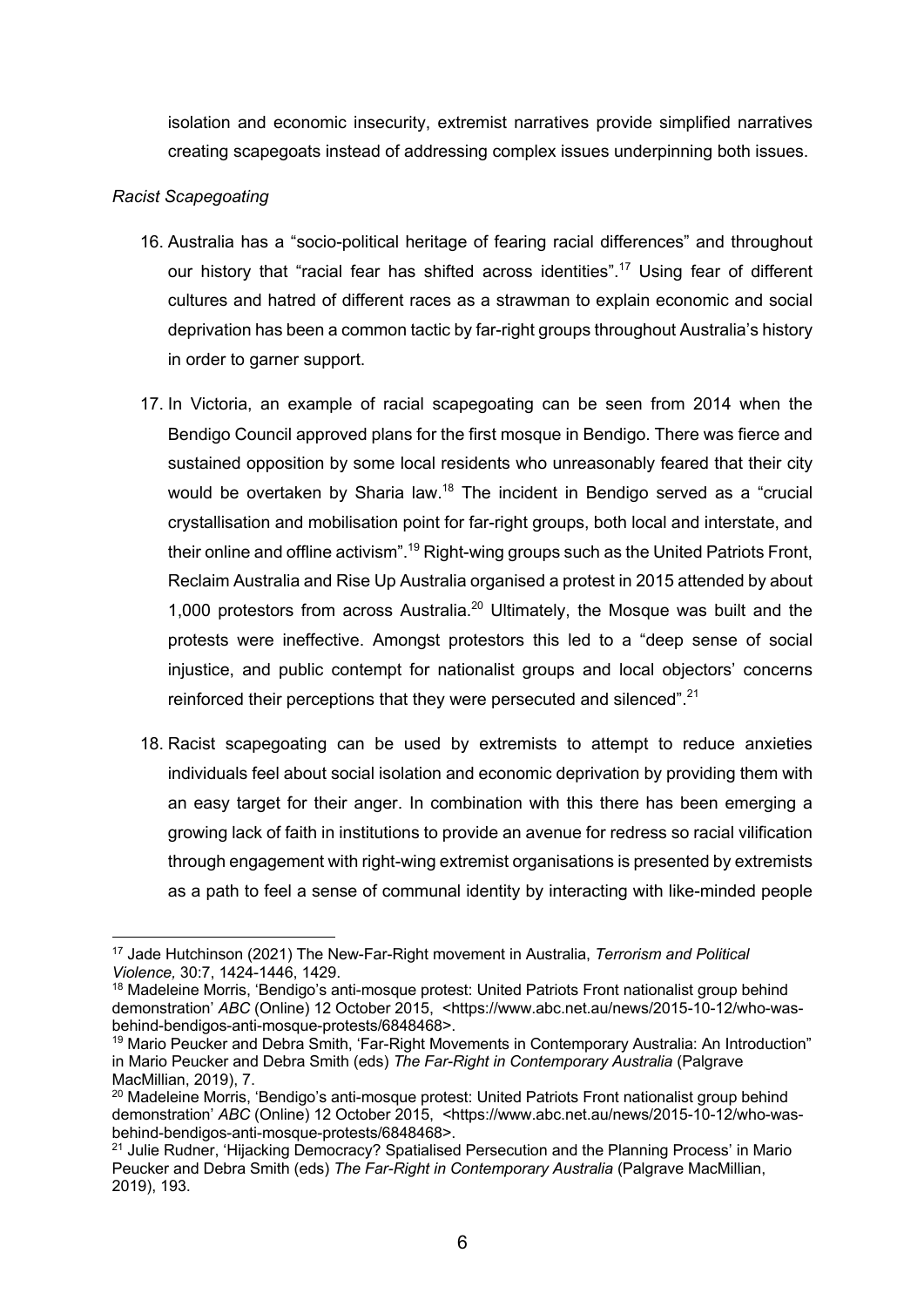isolation and economic insecurity, extremist narratives provide simplified narratives creating scapegoats instead of addressing complex issues underpinning both issues.

*Racist Scapegoating*

16. Australia has a "socio-political heritage of fearing racial differences" and throughout our history that "racial fear has shifted across identities".[17] Using fear of different cultures and hatred of different races as a strawman to explain economic and social deprivation has been a common tactic by far-right groups throughout Australia's history in order to garner support.

17. In Victoria, an example of racial scapegoating can be seen from 2014 when the Bendigo Council approved plans for the first mosque in Bendigo. There was fierce and sustained opposition by some local residents who unreasonably feared that their city would be overtaken by Sharia law.[18] The incident in Bendigo served as a "crucial crystallisation and mobilisation point for far-right groups, both local and interstate, and their online and offline activism".[19] Right-wing groups such as the United Patriots Front, Reclaim Australia and Rise Up Australia organised a protest in 2015 attended by about 1,000 protestors from across Australia.[20] Ultimately, the Mosque was built and the protests were ineffective. Amongst protestors this led to a "deep sense of social injustice, and public contempt for nationalist groups and local objectors' concerns reinforced their perceptions that they were persecuted and silenced".[21]

18. Racist scapegoating can be used by extremists to attempt to reduce anxieties individuals feel about social isolation and economic deprivation by providing them with an easy target for their anger. In combination with this there has been emerging a growing lack of faith in institutions to provide an avenue for redress so racial vilification through engagement with right-wing extremist organisations is presented by extremists as a path to feel a sense of communal identity by interacting with like-minded people

---

[17] Jade Hutchinson (2021) The New-Far-Right movement in Australia, *Terrorism and Political Violence,* 30:7, 1424-1446, 1429.

[18] Madeleine Morris, 'Bendigo's anti-mosque protest: United Patriots Front nationalist group behind demonstration' *ABC* (Online) 12 October 2015, <https://www.abc.net.au/news/2015-10-12/who-was-behind-bendigos-anti-mosque-protests/6848468>.

[19] Mario Peucker and Debra Smith, 'Far-Right Movements in Contemporary Australia: An Introduction" in Mario Peucker and Debra Smith (eds) *The Far-Right in Contemporary Australia* (Palgrave MacMillian, 2019), 7.

[20] Madeleine Morris, 'Bendigo's anti-mosque protest: United Patriots Front nationalist group behind demonstration' *ABC* (Online) 12 October 2015, <https://www.abc.net.au/news/2015-10-12/who-was-behind-bendigos-anti-mosque-protests/6848468>.

[21] Julie Rudner, 'Hijacking Democracy? Spatialised Persecution and the Planning Process' in Mario Peucker and Debra Smith (eds) *The Far-Right in Contemporary Australia* (Palgrave MacMillian, 2019), 193.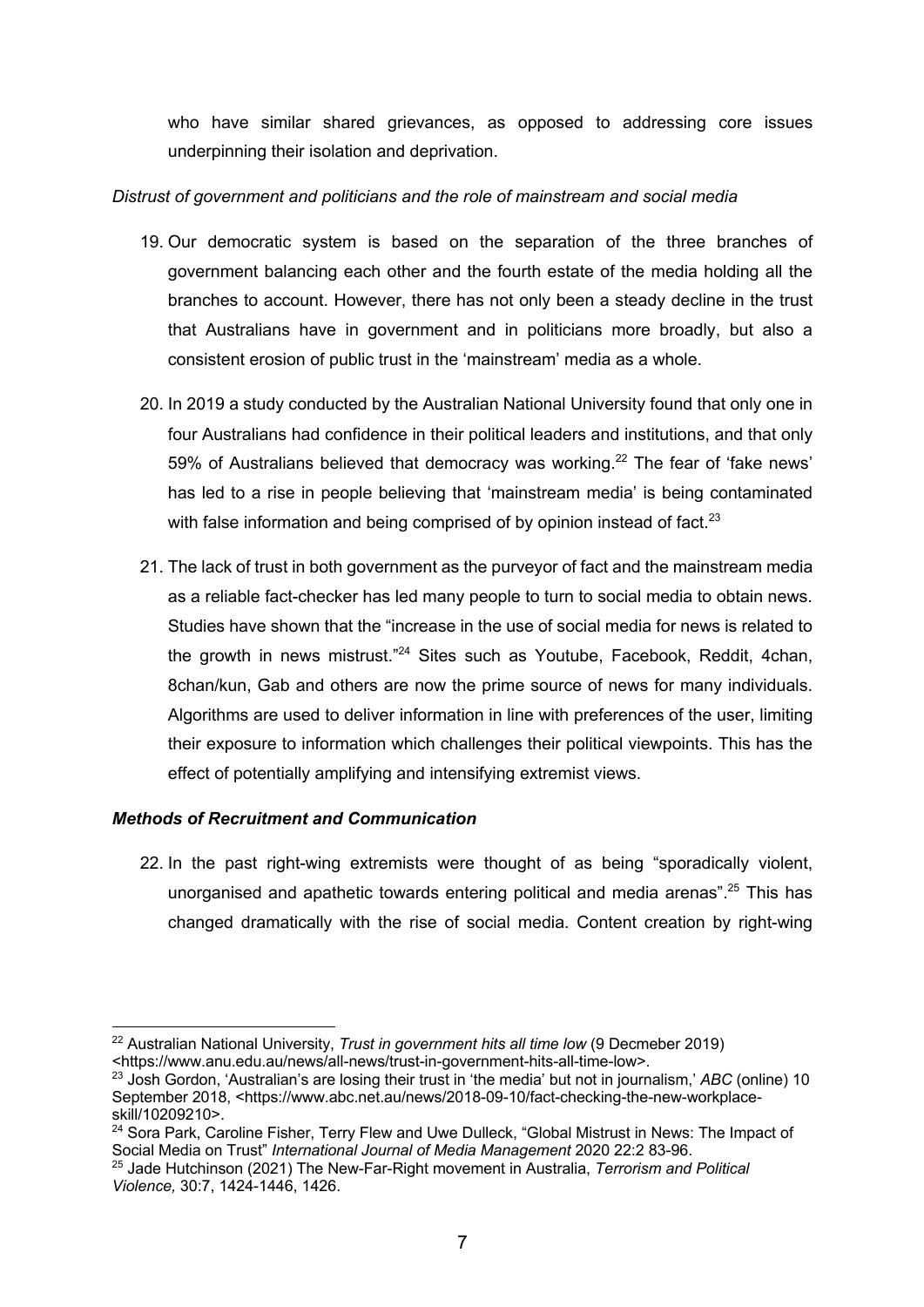who have similar shared grievances, as opposed to addressing core issues underpinning their isolation and deprivation.

*Distrust of government and politicians and the role of mainstream and social media*

19. Our democratic system is based on the separation of the three branches of government balancing each other and the fourth estate of the media holding all the branches to account. However, there has not only been a steady decline in the trust that Australians have in government and in politicians more broadly, but also a consistent erosion of public trust in the 'mainstream' media as a whole.

20. In 2019 a study conducted by the Australian National University found that only one in four Australians had confidence in their political leaders and institutions, and that only 59% of Australians believed that democracy was working.[22] The fear of 'fake news' has led to a rise in people believing that 'mainstream media' is being contaminated with false information and being comprised of by opinion instead of fact.[23]

21. The lack of trust in both government as the purveyor of fact and the mainstream media as a reliable fact-checker has led many people to turn to social media to obtain news. Studies have shown that the "increase in the use of social media for news is related to the growth in news mistrust."[24] Sites such as Youtube, Facebook, Reddit, 4chan, 8chan/kun, Gab and others are now the prime source of news for many individuals. Algorithms are used to deliver information in line with preferences of the user, limiting their exposure to information which challenges their political viewpoints. This has the effect of potentially amplifying and intensifying extremist views.

***Methods of Recruitment and Communication***

22. In the past right-wing extremists were thought of as being "sporadically violent, unorganised and apathetic towards entering political and media arenas".[25] This has changed dramatically with the rise of social media. Content creation by right-wing

---

[22] Australian National University, *Trust in government hits all time low* (9 Decmeber 2019) <https://www.anu.edu.au/news/all-news/trust-in-government-hits-all-time-low>.

[23] Josh Gordon, 'Australian's are losing their trust in 'the media' but not in journalism,' *ABC* (online) 10 September 2018, <https://www.abc.net.au/news/2018-09-10/fact-checking-the-new-workplace-skill/10209210>.

[24] Sora Park, Caroline Fisher, Terry Flew and Uwe Dulleck, "Global Mistrust in News: The Impact of Social Media on Trust" *International Journal of Media Management* 2020 22:2 83-96.

[25] Jade Hutchinson (2021) The New-Far-Right movement in Australia, *Terrorism and Political Violence,* 30:7, 1424-1446, 1426.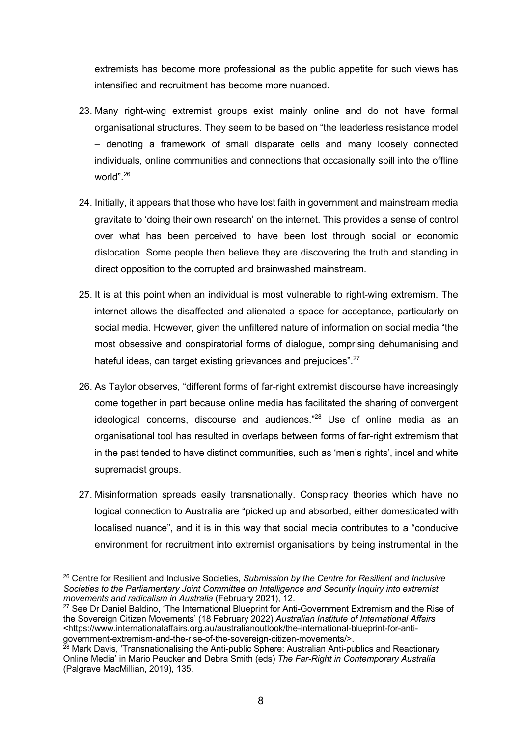extremists has become more professional as the public appetite for such views has intensified and recruitment has become more nuanced.

23. Many right-wing extremist groups exist mainly online and do not have formal organisational structures. They seem to be based on "the leaderless resistance model – denoting a framework of small disparate cells and many loosely connected individuals, online communities and connections that occasionally spill into the offline world".[26]

24. Initially, it appears that those who have lost faith in government and mainstream media gravitate to 'doing their own research' on the internet. This provides a sense of control over what has been perceived to have been lost through social or economic dislocation. Some people then believe they are discovering the truth and standing in direct opposition to the corrupted and brainwashed mainstream.

25. It is at this point when an individual is most vulnerable to right-wing extremism. The internet allows the disaffected and alienated a space for acceptance, particularly on social media. However, given the unfiltered nature of information on social media "the most obsessive and conspiratorial forms of dialogue, comprising dehumanising and hateful ideas, can target existing grievances and prejudices".[27]

26. As Taylor observes, "different forms of far-right extremist discourse have increasingly come together in part because online media has facilitated the sharing of convergent ideological concerns, discourse and audiences."[28] Use of online media as an organisational tool has resulted in overlaps between forms of far-right extremism that in the past tended to have distinct communities, such as 'men's rights', incel and white supremacist groups.

27. Misinformation spreads easily transnationally. Conspiracy theories which have no logical connection to Australia are "picked up and absorbed, either domesticated with localised nuance", and it is in this way that social media contributes to a "conducive environment for recruitment into extremist organisations by being instrumental in the

---

[26] Centre for Resilient and Inclusive Societies, *Submission by the Centre for Resilient and Inclusive Societies to the Parliamentary Joint Committee on Intelligence and Security Inquiry into extremist movements and radicalism in Australia* (February 2021), 12.

[27] See Dr Daniel Baldino, 'The International Blueprint for Anti-Government Extremism and the Rise of the Sovereign Citizen Movements' (18 February 2022) *Australian Institute of International Affairs* <https://www.internationalaffairs.org.au/australianoutlook/the-international-blueprint-for-anti-government-extremism-and-the-rise-of-the-sovereign-citizen-movements/>.

[28] Mark Davis, 'Transnationalising the Anti-public Sphere: Australian Anti-publics and Reactionary Online Media' in Mario Peucker and Debra Smith (eds) *The Far-Right in Contemporary Australia* (Palgrave MacMillian, 2019), 135.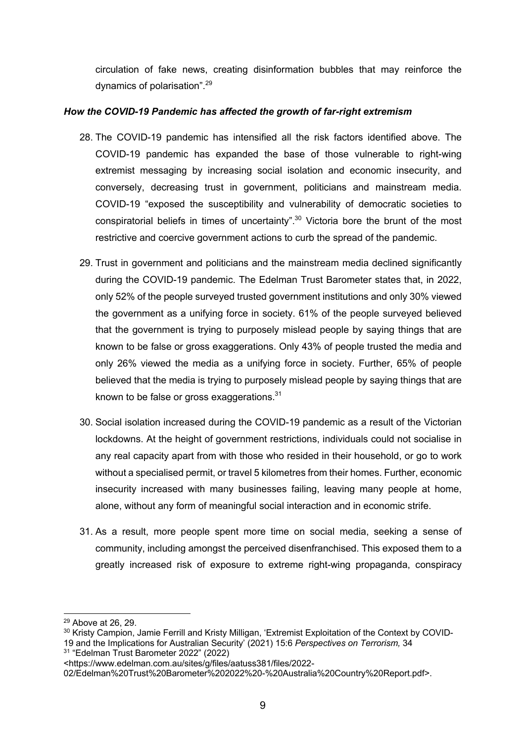circulation of fake news, creating disinformation bubbles that may reinforce the dynamics of polarisation".[29]

### *How the COVID-19 Pandemic has affected the growth of far-right extremism*

28. The COVID-19 pandemic has intensified all the risk factors identified above. The COVID-19 pandemic has expanded the base of those vulnerable to right-wing extremist messaging by increasing social isolation and economic insecurity, and conversely, decreasing trust in government, politicians and mainstream media. COVID-19 "exposed the susceptibility and vulnerability of democratic societies to conspiratorial beliefs in times of uncertainty".[30] Victoria bore the brunt of the most restrictive and coercive government actions to curb the spread of the pandemic.

29. Trust in government and politicians and the mainstream media declined significantly during the COVID-19 pandemic. The Edelman Trust Barometer states that, in 2022, only 52% of the people surveyed trusted government institutions and only 30% viewed the government as a unifying force in society. 61% of the people surveyed believed that the government is trying to purposely mislead people by saying things that are known to be false or gross exaggerations. Only 43% of people trusted the media and only 26% viewed the media as a unifying force in society. Further, 65% of people believed that the media is trying to purposely mislead people by saying things that are known to be false or gross exaggerations.[31]

30. Social isolation increased during the COVID-19 pandemic as a result of the Victorian lockdowns. At the height of government restrictions, individuals could not socialise in any real capacity apart from with those who resided in their household, or go to work without a specialised permit, or travel 5 kilometres from their homes. Further, economic insecurity increased with many businesses failing, leaving many people at home, alone, without any form of meaningful social interaction and in economic strife.

31. As a result, more people spent more time on social media, seeking a sense of community, including amongst the perceived disenfranchised. This exposed them to a greatly increased risk of exposure to extreme right-wing propaganda, conspiracy

---

[29] Above at 26, 29.

[30] Kristy Campion, Jamie Ferrill and Kristy Milligan, 'Extremist Exploitation of the Context by COVID-19 and the Implications for Australian Security' (2021) 15:6 *Perspectives on Terrorism,* 34

[31] "Edelman Trust Barometer 2022" (2022) <https://www.edelman.com.au/sites/g/files/aatuss381/files/2022-02/Edelman%20Trust%20Barometer%202022%20-%20Australia%20Country%20Report.pdf>.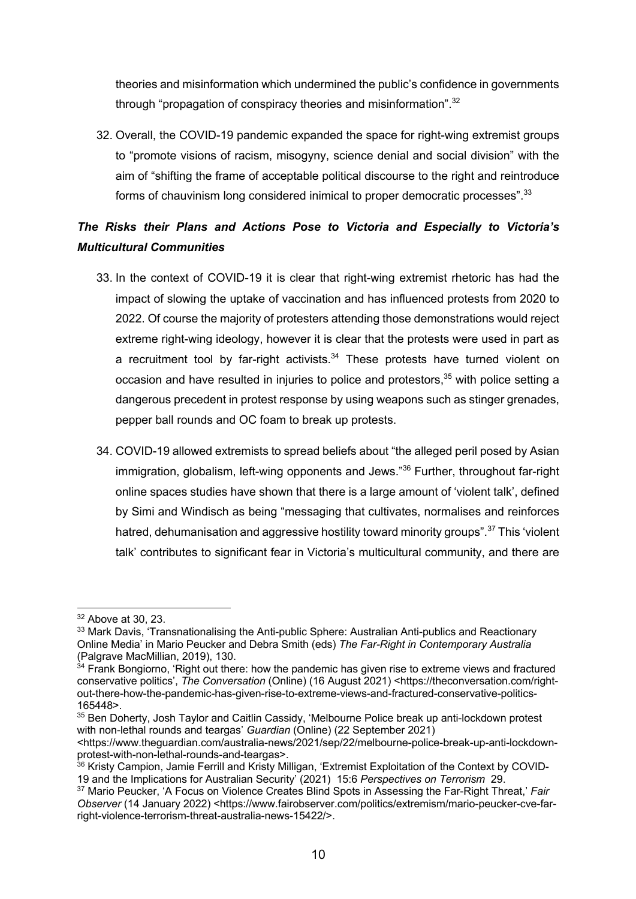theories and misinformation which undermined the public's confidence in governments through "propagation of conspiracy theories and misinformation".[32]

32. Overall, the COVID-19 pandemic expanded the space for right-wing extremist groups to "promote visions of racism, misogyny, science denial and social division" with the aim of "shifting the frame of acceptable political discourse to the right and reintroduce forms of chauvinism long considered inimical to proper democratic processes".[33]

### *The Risks their Plans and Actions Pose to Victoria and Especially to Victoria's Multicultural Communities*

33. In the context of COVID-19 it is clear that right-wing extremist rhetoric has had the impact of slowing the uptake of vaccination and has influenced protests from 2020 to 2022. Of course the majority of protesters attending those demonstrations would reject extreme right-wing ideology, however it is clear that the protests were used in part as a recruitment tool by far-right activists.[34] These protests have turned violent on occasion and have resulted in injuries to police and protestors,[35] with police setting a dangerous precedent in protest response by using weapons such as stinger grenades, pepper ball rounds and OC foam to break up protests.

34. COVID-19 allowed extremists to spread beliefs about "the alleged peril posed by Asian immigration, globalism, left-wing opponents and Jews."[36] Further, throughout far-right online spaces studies have shown that there is a large amount of 'violent talk', defined by Simi and Windisch as being "messaging that cultivates, normalises and reinforces hatred, dehumanisation and aggressive hostility toward minority groups".[37] This 'violent talk' contributes to significant fear in Victoria's multicultural community, and there are

---

[32] Above at 30, 23.

[33] Mark Davis, 'Transnationalising the Anti-public Sphere: Australian Anti-publics and Reactionary Online Media' in Mario Peucker and Debra Smith (eds) *The Far-Right in Contemporary Australia* (Palgrave MacMillian, 2019), 130.

[34] Frank Bongiorno, 'Right out there: how the pandemic has given rise to extreme views and fractured conservative politics', *The Conversation* (Online) (16 August 2021) <https://theconversation.com/right-out-there-how-the-pandemic-has-given-rise-to-extreme-views-and-fractured-conservative-politics-165448>.

[35] Ben Doherty, Josh Taylor and Caitlin Cassidy, 'Melbourne Police break up anti-lockdown protest with non-lethal rounds and teargas' *Guardian* (Online) (22 September 2021) <https://www.theguardian.com/australia-news/2021/sep/22/melbourne-police-break-up-anti-lockdown-protest-with-non-lethal-rounds-and-teargas>.

[36] Kristy Campion, Jamie Ferrill and Kristy Milligan, 'Extremist Exploitation of the Context by COVID-19 and the Implications for Australian Security' (2021) 15:6 *Perspectives on Terrorism* 29.

[37] Mario Peucker, 'A Focus on Violence Creates Blind Spots in Assessing the Far-Right Threat,' *Fair Observer* (14 January 2022) <https://www.fairobserver.com/politics/extremism/mario-peucker-cve-far-right-violence-terrorism-threat-australia-news-15422/>.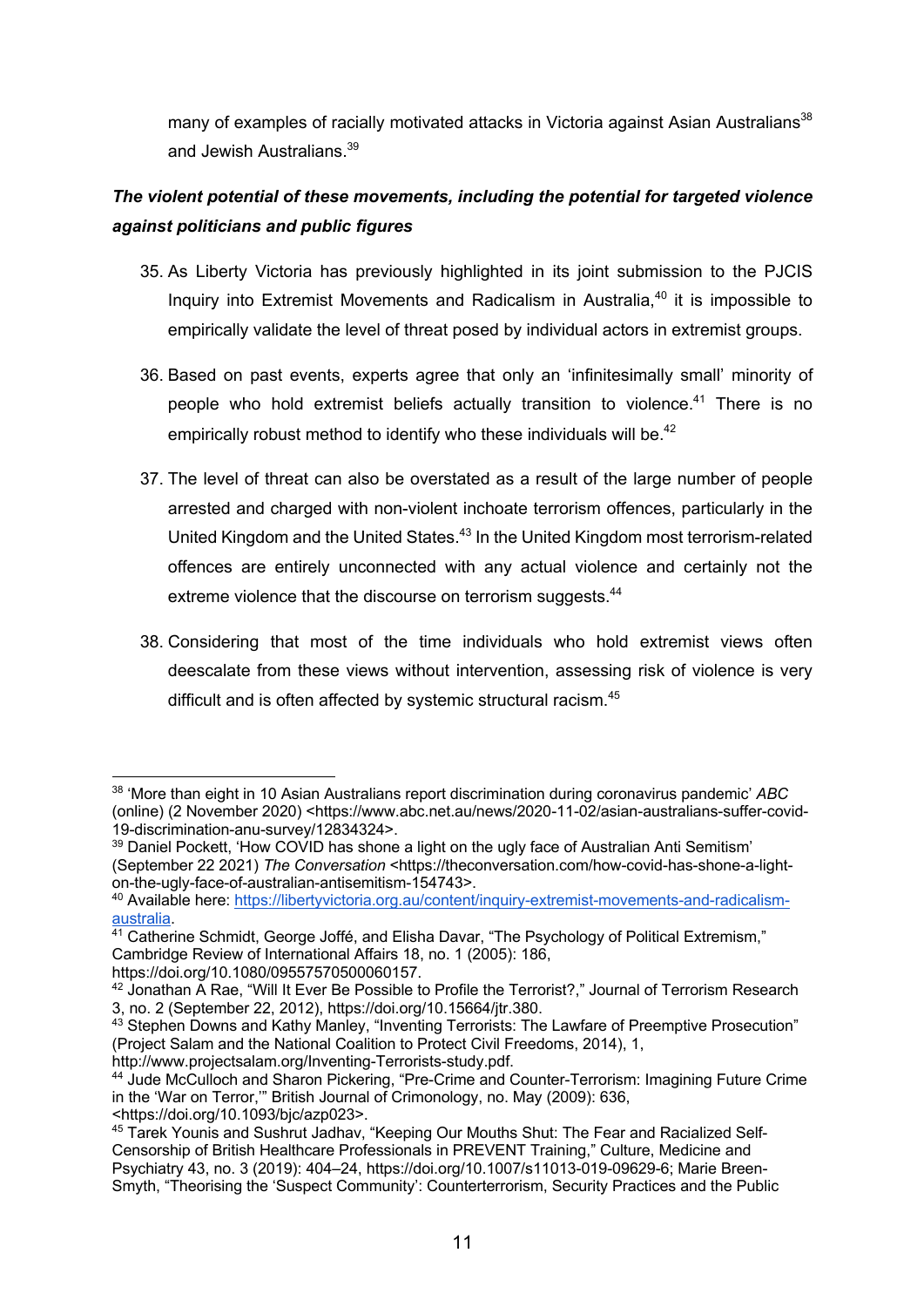many of examples of racially motivated attacks in Victoria against Asian Australians[38] and Jewish Australians.[39]

***The violent potential of these movements, including the potential for targeted violence against politicians and public figures***

35. As Liberty Victoria has previously highlighted in its joint submission to the PJCIS Inquiry into Extremist Movements and Radicalism in Australia,[40] it is impossible to empirically validate the level of threat posed by individual actors in extremist groups.

36. Based on past events, experts agree that only an 'infinitesimally small' minority of people who hold extremist beliefs actually transition to violence.[41] There is no empirically robust method to identify who these individuals will be.[42]

37. The level of threat can also be overstated as a result of the large number of people arrested and charged with non-violent inchoate terrorism offences, particularly in the United Kingdom and the United States.[43] In the United Kingdom most terrorism-related offences are entirely unconnected with any actual violence and certainly not the extreme violence that the discourse on terrorism suggests.[44]

38. Considering that most of the time individuals who hold extremist views often deescalate from these views without intervention, assessing risk of violence is very difficult and is often affected by systemic structural racism.[45]

---

[38] 'More than eight in 10 Asian Australians report discrimination during coronavirus pandemic' *ABC* (online) (2 November 2020) <https://www.abc.net.au/news/2020-11-02/asian-australians-suffer-covid-19-discrimination-anu-survey/12834324>.

[39] Daniel Pockett, 'How COVID has shone a light on the ugly face of Australian Anti Semitism' (September 22 2021) *The Conversation* <https://theconversation.com/how-covid-has-shone-a-light-on-the-ugly-face-of-australian-antisemitism-154743>.

[40] Available here: [https://libertyvictoria.org.au/content/inquiry-extremist-movements-and-radicalism-australia](https://libertyvictoria.org.au/content/inquiry-extremist-movements-and-radicalism-australia).

[41] Catherine Schmidt, George Joffé, and Elisha Davar, "The Psychology of Political Extremism," Cambridge Review of International Affairs 18, no. 1 (2005): 186, https://doi.org/10.1080/09557570500060157.

[42] Jonathan A Rae, "Will It Ever Be Possible to Profile the Terrorist?," Journal of Terrorism Research 3, no. 2 (September 22, 2012), https://doi.org/10.15664/jtr.380.

[43] Stephen Downs and Kathy Manley, "Inventing Terrorists: The Lawfare of Preemptive Prosecution" (Project Salam and the National Coalition to Protect Civil Freedoms, 2014), 1, http://www.projectsalam.org/Inventing-Terrorists-study.pdf.

[44] Jude McCulloch and Sharon Pickering, "Pre-Crime and Counter-Terrorism: Imagining Future Crime in the 'War on Terror,'" British Journal of Crimonology, no. May (2009): 636, <https://doi.org/10.1093/bjc/azp023>.

[45] Tarek Younis and Sushrut Jadhav, "Keeping Our Mouths Shut: The Fear and Racialized Self-Censorship of British Healthcare Professionals in PREVENT Training," Culture, Medicine and Psychiatry 43, no. 3 (2019): 404–24, https://doi.org/10.1007/s11013-019-09629-6; Marie Breen-Smyth, "Theorising the 'Suspect Community': Counterterrorism, Security Practices and the Public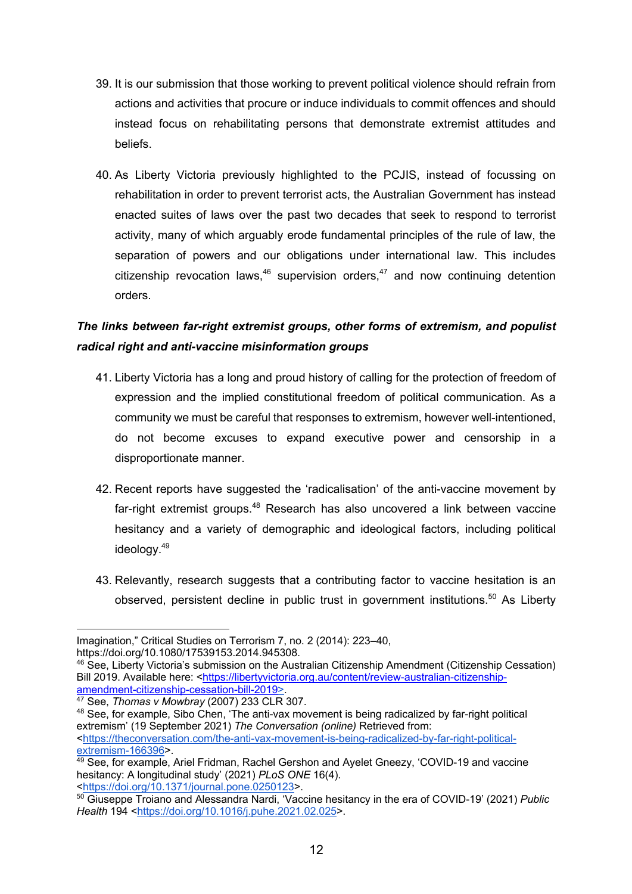39. It is our submission that those working to prevent political violence should refrain from actions and activities that procure or induce individuals to commit offences and should instead focus on rehabilitating persons that demonstrate extremist attitudes and beliefs.

40. As Liberty Victoria previously highlighted to the PCJIS, instead of focussing on rehabilitation in order to prevent terrorist acts, the Australian Government has instead enacted suites of laws over the past two decades that seek to respond to terrorist activity, many of which arguably erode fundamental principles of the rule of law, the separation of powers and our obligations under international law. This includes citizenship revocation laws,[46] supervision orders,[47] and now continuing detention orders.

***The links between far-right extremist groups, other forms of extremism, and populist radical right and anti-vaccine misinformation groups***

41. Liberty Victoria has a long and proud history of calling for the protection of freedom of expression and the implied constitutional freedom of political communication. As a community we must be careful that responses to extremism, however well-intentioned, do not become excuses to expand executive power and censorship in a disproportionate manner.

42. Recent reports have suggested the 'radicalisation' of the anti-vaccine movement by far-right extremist groups.[48] Research has also uncovered a link between vaccine hesitancy and a variety of demographic and ideological factors, including political ideology.[49]

43. Relevantly, research suggests that a contributing factor to vaccine hesitation is an observed, persistent decline in public trust in government institutions.[50] As Liberty

---

Imagination," Critical Studies on Terrorism 7, no. 2 (2014): 223–40, https://doi.org/10.1080/17539153.2014.945308.

[46] See, Liberty Victoria's submission on the Australian Citizenship Amendment (Citizenship Cessation) Bill 2019. Available here: <https://libertyvictoria.org.au/content/review-australian-citizenship-amendment-citizenship-cessation-bill-2019>.

[47] See, *Thomas v Mowbray* (2007) 233 CLR 307.

[48] See, for example, Sibo Chen, 'The anti-vax movement is being radicalized by far-right political extremism' (19 September 2021) *The Conversation (online)* Retrieved from: <https://theconversation.com/the-anti-vax-movement-is-being-radicalized-by-far-right-political-extremism-166396>.

[49] See, for example, Ariel Fridman, Rachel Gershon and Ayelet Gneezy, 'COVID-19 and vaccine hesitancy: A longitudinal study' (2021) *PLoS ONE* 16(4). <https://doi.org/10.1371/journal.pone.0250123>.

[50] Giuseppe Troiano and Alessandra Nardi, 'Vaccine hesitancy in the era of COVID-19' (2021) *Public Health* 194 <https://doi.org/10.1016/j.puhe.2021.02.025>.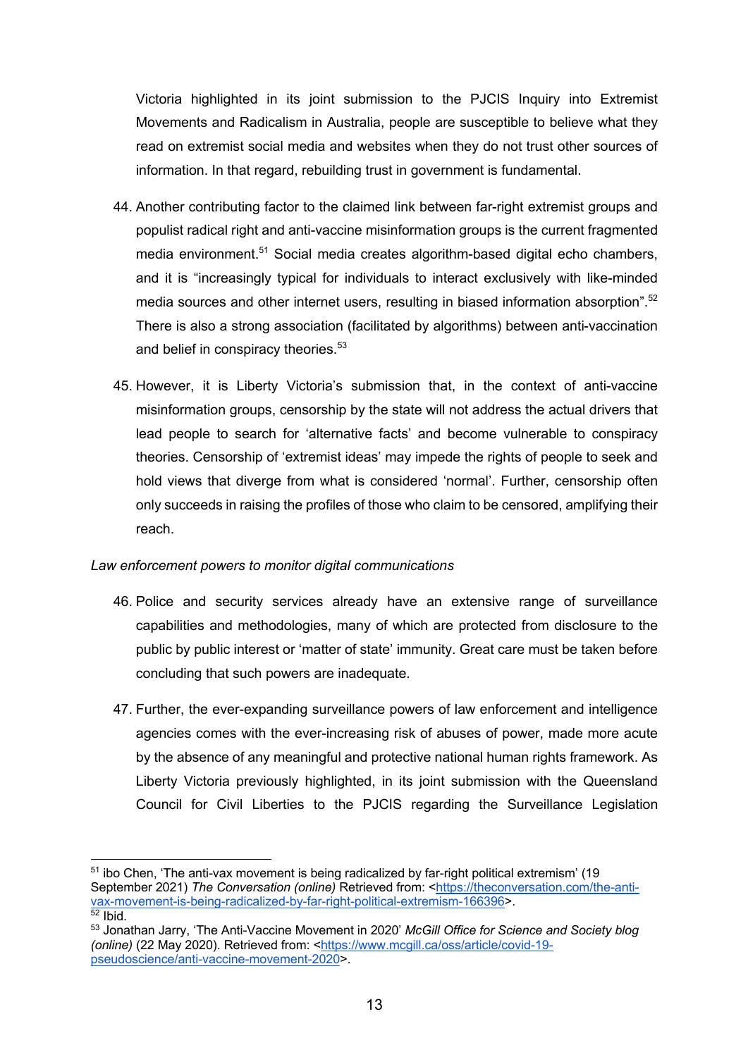Victoria highlighted in its joint submission to the PJCIS Inquiry into Extremist Movements and Radicalism in Australia, people are susceptible to believe what they read on extremist social media and websites when they do not trust other sources of information. In that regard, rebuilding trust in government is fundamental.

44. Another contributing factor to the claimed link between far-right extremist groups and populist radical right and anti-vaccine misinformation groups is the current fragmented media environment.[51] Social media creates algorithm-based digital echo chambers, and it is "increasingly typical for individuals to interact exclusively with like-minded media sources and other internet users, resulting in biased information absorption".[52] There is also a strong association (facilitated by algorithms) between anti-vaccination and belief in conspiracy theories.[53]

45. However, it is Liberty Victoria's submission that, in the context of anti-vaccine misinformation groups, censorship by the state will not address the actual drivers that lead people to search for 'alternative facts' and become vulnerable to conspiracy theories. Censorship of 'extremist ideas' may impede the rights of people to seek and hold views that diverge from what is considered 'normal'. Further, censorship often only succeeds in raising the profiles of those who claim to be censored, amplifying their reach.

*Law enforcement powers to monitor digital communications*

46. Police and security services already have an extensive range of surveillance capabilities and methodologies, many of which are protected from disclosure to the public by public interest or 'matter of state' immunity. Great care must be taken before concluding that such powers are inadequate.

47. Further, the ever-expanding surveillance powers of law enforcement and intelligence agencies comes with the ever-increasing risk of abuses of power, made more acute by the absence of any meaningful and protective national human rights framework. As Liberty Victoria previously highlighted, in its joint submission with the Queensland Council for Civil Liberties to the PJCIS regarding the Surveillance Legislation

---

[51] ibo Chen, 'The anti-vax movement is being radicalized by far-right political extremism' (19 September 2021) *The Conversation (online)* Retrieved from: <https://theconversation.com/the-anti-vax-movement-is-being-radicalized-by-far-right-political-extremism-166396>.

[52] Ibid.

[53] Jonathan Jarry, 'The Anti-Vaccine Movement in 2020' *McGill Office for Science and Society blog (online)* (22 May 2020). Retrieved from: <https://www.mcgill.ca/oss/article/covid-19-pseudoscience/anti-vaccine-movement-2020>.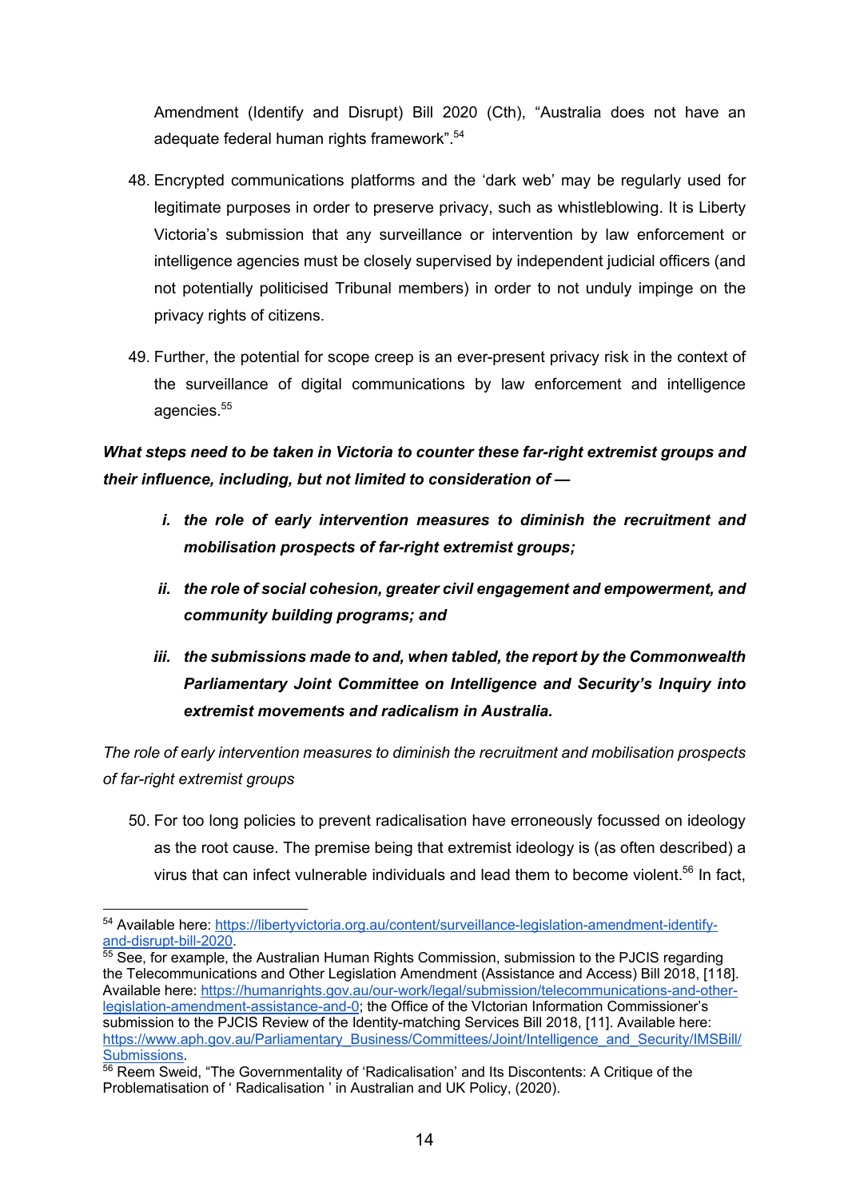Amendment (Identify and Disrupt) Bill 2020 (Cth), "Australia does not have an adequate federal human rights framework".[54]

48. Encrypted communications platforms and the 'dark web' may be regularly used for legitimate purposes in order to preserve privacy, such as whistleblowing. It is Liberty Victoria's submission that any surveillance or intervention by law enforcement or intelligence agencies must be closely supervised by independent judicial officers (and not potentially politicised Tribunal members) in order to not unduly impinge on the privacy rights of citizens.

49. Further, the potential for scope creep is an ever-present privacy risk in the context of the surveillance of digital communications by law enforcement and intelligence agencies.[55]

***What steps need to be taken in Victoria to counter these far-right extremist groups and their influence, including, but not limited to consideration of —***

> ***i. the role of early intervention measures to diminish the recruitment and mobilisation prospects of far-right extremist groups;***
>
> ***ii. the role of social cohesion, greater civil engagement and empowerment, and community building programs; and***
>
> ***iii. the submissions made to and, when tabled, the report by the Commonwealth Parliamentary Joint Committee on Intelligence and Security's Inquiry into extremist movements and radicalism in Australia.***

*The role of early intervention measures to diminish the recruitment and mobilisation prospects of far-right extremist groups*

50. For too long policies to prevent radicalisation have erroneously focussed on ideology as the root cause. The premise being that extremist ideology is (as often described) a virus that can infect vulnerable individuals and lead them to become violent.[56] In fact,

---

[54] Available here: https://libertyvictoria.org.au/content/surveillance-legislation-amendment-identify-and-disrupt-bill-2020.

[55] See, for example, the Australian Human Rights Commission, submission to the PJCIS regarding the Telecommunications and Other Legislation Amendment (Assistance and Access) Bill 2018, [118]. Available here: https://humanrights.gov.au/our-work/legal/submission/telecommunications-and-other-legislation-amendment-assistance-and-0; the Office of the VIctorian Information Commissioner's submission to the PJCIS Review of the Identity-matching Services Bill 2018, [11]. Available here: https://www.aph.gov.au/Parliamentary_Business/Committees/Joint/Intelligence_and_Security/IMSBill/Submissions.

[56] Reem Sweid, "The Governmentality of 'Radicalisation' and Its Discontents: A Critique of the Problematisation of ' Radicalisation ' in Australian and UK Policy, (2020).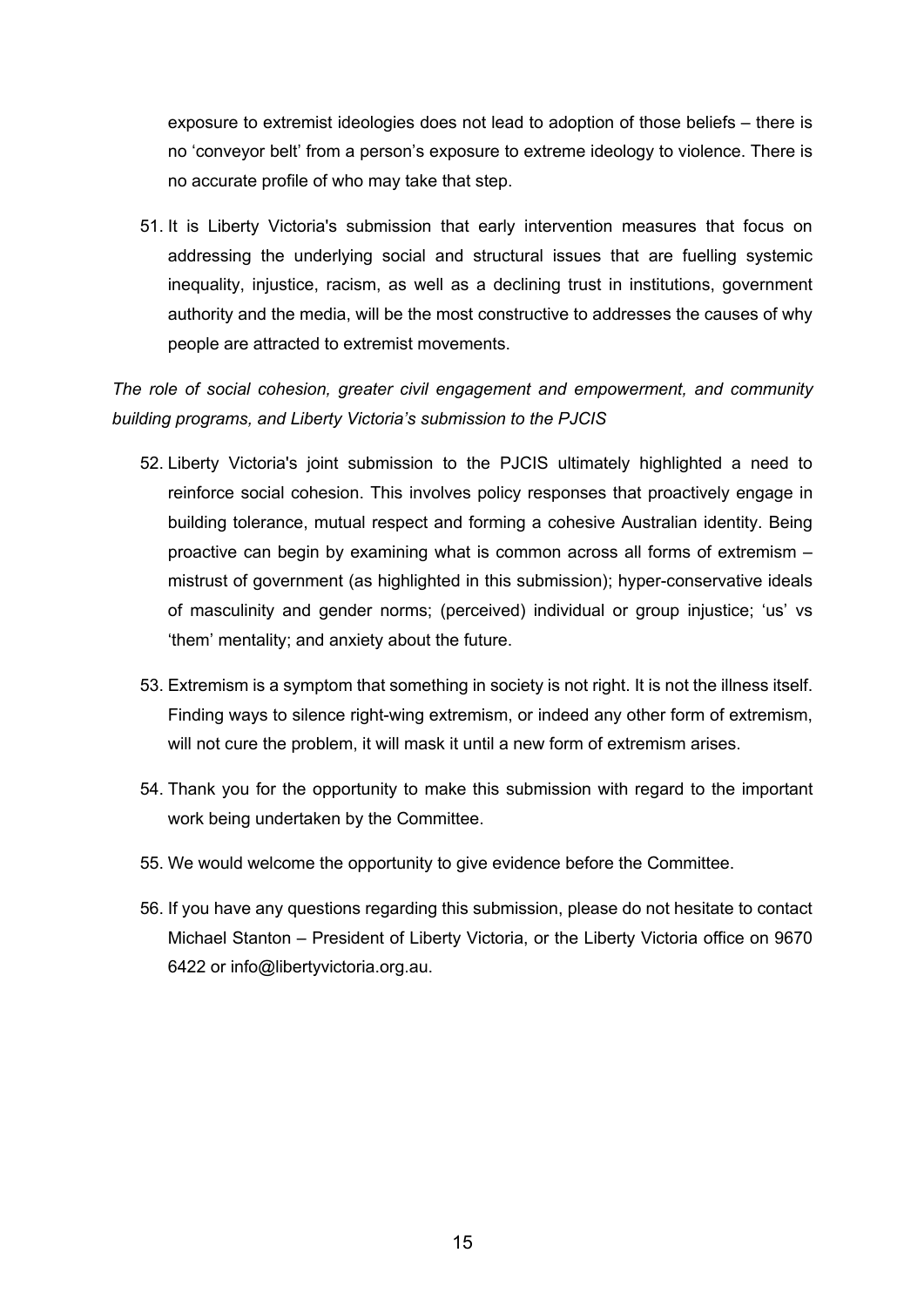exposure to extremist ideologies does not lead to adoption of those beliefs – there is no 'conveyor belt' from a person's exposure to extreme ideology to violence. There is no accurate profile of who may take that step.

51. It is Liberty Victoria's submission that early intervention measures that focus on addressing the underlying social and structural issues that are fuelling systemic inequality, injustice, racism, as well as a declining trust in institutions, government authority and the media, will be the most constructive to addresses the causes of why people are attracted to extremist movements.

*The role of social cohesion, greater civil engagement and empowerment, and community building programs, and Liberty Victoria's submission to the PJCIS*

52. Liberty Victoria's joint submission to the PJCIS ultimately highlighted a need to reinforce social cohesion. This involves policy responses that proactively engage in building tolerance, mutual respect and forming a cohesive Australian identity. Being proactive can begin by examining what is common across all forms of extremism – mistrust of government (as highlighted in this submission); hyper-conservative ideals of masculinity and gender norms; (perceived) individual or group injustice; 'us' vs 'them' mentality; and anxiety about the future.

53. Extremism is a symptom that something in society is not right. It is not the illness itself. Finding ways to silence right-wing extremism, or indeed any other form of extremism, will not cure the problem, it will mask it until a new form of extremism arises.

54. Thank you for the opportunity to make this submission with regard to the important work being undertaken by the Committee.

55. We would welcome the opportunity to give evidence before the Committee.

56. If you have any questions regarding this submission, please do not hesitate to contact Michael Stanton – President of Liberty Victoria, or the Liberty Victoria office on 9670 6422 or info@libertyvictoria.org.au.